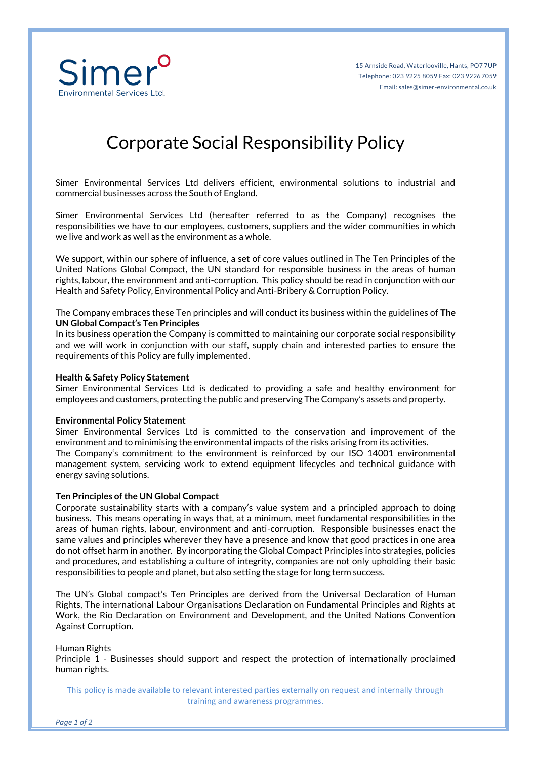Simer Environmental Services Ltd.

15 Arnside Road, Waterlooville, Hants, PO7 7UP
Telephone: 023 9225 8059 Fax: 023 9226 7059
Email: sales@simer-environmental.co.uk

# Corporate Social Responsibility Policy

Simer Environmental Services Ltd delivers efficient, environmental solutions to industrial and commercial businesses across the South of England.

Simer Environmental Services Ltd (hereafter referred to as the Company) recognises the responsibilities we have to our employees, customers, suppliers and the wider communities in which we live and work as well as the environment as a whole.

We support, within our sphere of influence, a set of core values outlined in The Ten Principles of the United Nations Global Compact, the UN standard for responsible business in the areas of human rights, labour, the environment and anti-corruption. This policy should be read in conjunction with our Health and Safety Policy, Environmental Policy and Anti-Bribery & Corruption Policy.

The Company embraces these Ten principles and will conduct its business within the guidelines of **The UN Global Compact's Ten Principles**
In its business operation the Company is committed to maintaining our corporate social responsibility and we will work in conjunction with our staff, supply chain and interested parties to ensure the requirements of this Policy are fully implemented.

**Health & Safety Policy Statement**
Simer Environmental Services Ltd is dedicated to providing a safe and healthy environment for employees and customers, protecting the public and preserving The Company's assets and property.

**Environmental Policy Statement**
Simer Environmental Services Ltd is committed to the conservation and improvement of the environment and to minimising the environmental impacts of the risks arising from its activities.
The Company's commitment to the environment is reinforced by our ISO 14001 environmental management system, servicing work to extend equipment lifecycles and technical guidance with energy saving solutions.

**Ten Principles of the UN Global Compact**
Corporate sustainability starts with a company's value system and a principled approach to doing business. This means operating in ways that, at a minimum, meet fundamental responsibilities in the areas of human rights, labour, environment and anti-corruption. Responsible businesses enact the same values and principles wherever they have a presence and know that good practices in one area do not offset harm in another. By incorporating the Global Compact Principles into strategies, policies and procedures, and establishing a culture of integrity, companies are not only upholding their basic responsibilities to people and planet, but also setting the stage for long term success.

The UN's Global compact's Ten Principles are derived from the Universal Declaration of Human Rights, The international Labour Organisations Declaration on Fundamental Principles and Rights at Work, the Rio Declaration on Environment and Development, and the United Nations Convention Against Corruption.

<u>Human Rights</u>
Principle 1 - Businesses should support and respect the protection of internationally proclaimed human rights.

This policy is made available to relevant interested parties externally on request and internally through training and awareness programmes.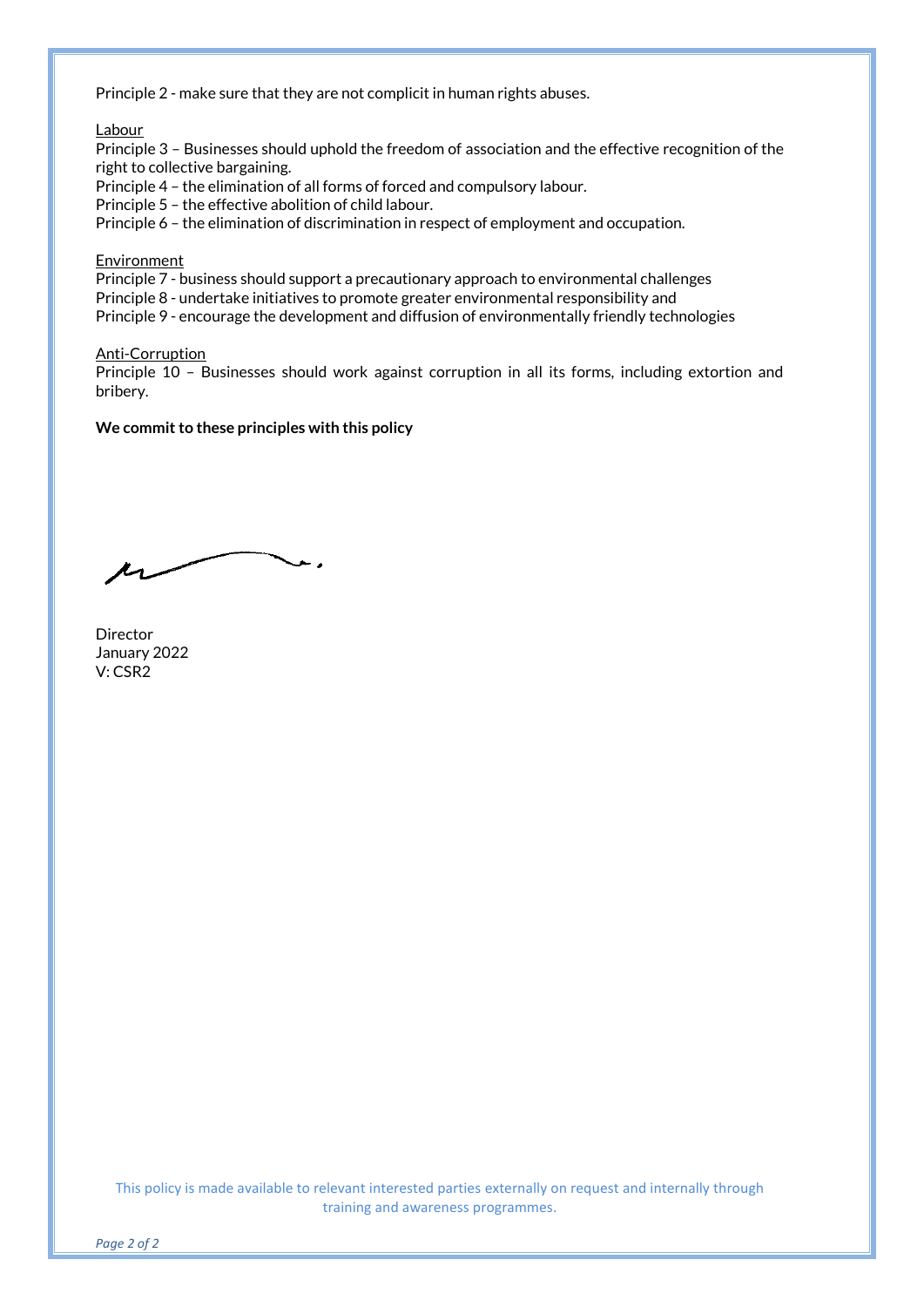Principle 2 - make sure that they are not complicit in human rights abuses.

Labour

Principle 3 – Businesses should uphold the freedom of association and the effective recognition of the right to collective bargaining.
Principle 4 – the elimination of all forms of forced and compulsory labour.
Principle 5 – the effective abolition of child labour.
Principle 6 – the elimination of discrimination in respect of employment and occupation.

Environment

Principle 7 - business should support a precautionary approach to environmental challenges
Principle 8 - undertake initiatives to promote greater environmental responsibility and
Principle 9 - encourage the development and diffusion of environmentally friendly technologies

Anti-Corruption

Principle 10 – Businesses should work against corruption in all its forms, including extortion and bribery.

**We commit to these principles with this policy**

Director
January 2022
V: CSR2

This policy is made available to relevant interested parties externally on request and internally through training and awareness programmes.